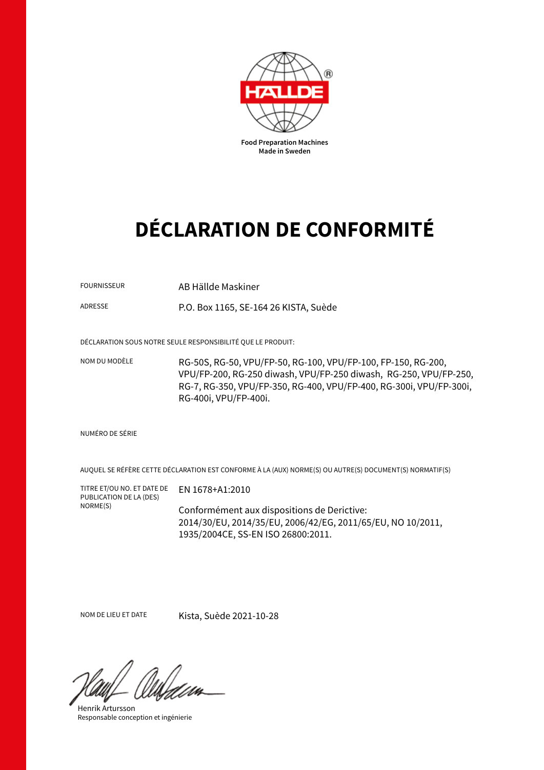HALLDE

Food Preparation Machines
Made in Sweden

# DÉCLARATION DE CONFORMITÉ

FOURNISSEUR — AB Hällde Maskiner

ADRESSE — P.O. Box 1165, SE-164 26 KISTA, Suède

DÉCLARATION SOUS NOTRE SEULE RESPONSIBILITÉ QUE LE PRODUIT:

NOM DU MODÈLE — RG-50S, RG-50, VPU/FP-50, RG-100, VPU/FP-100, FP-150, RG-200, VPU/FP-200, RG-250 diwash, VPU/FP-250 diwash, RG-250, VPU/FP-250, RG-7, RG-350, VPU/FP-350, RG-400, VPU/FP-400, RG-300i, VPU/FP-300i, RG-400i, VPU/FP-400i.

NUMÉRO DE SÉRIE

AUQUEL SE RÉFÈRE CETTE DÉCLARATION EST CONFORME À LA (AUX) NORME(S) OU AUTRE(S) DOCUMENT(S) NORMATIF(S)

TITRE ET/OU NO. ET DATE DE PUBLICATION DE LA (DES) NORME(S) — EN 1678+A1:2010

Conformément aux dispositions de Derictive:
2014/30/EU, 2014/35/EU, 2006/42/EG, 2011/65/EU, NO 10/2011, 1935/2004CE, SS-EN ISO 26800:2011.

NOM DE LIEU ET DATE — Kista, Suède 2021-10-28

Henrik Artursson
Responsable conception et ingénierie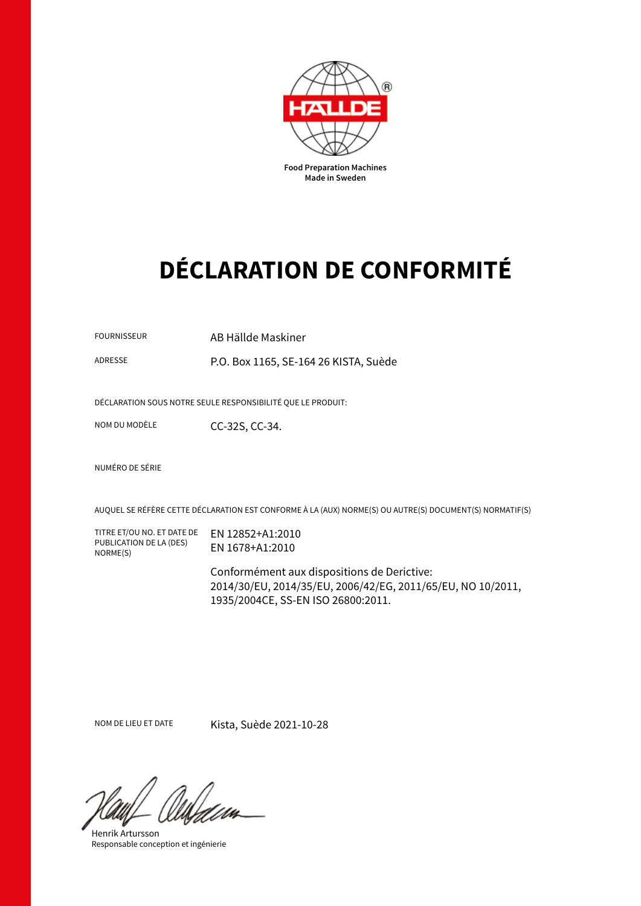HÄLLDE®

**Food Preparation Machines**
**Made in Sweden**

# DÉCLARATION DE CONFORMITÉ

FOURNISSEUR AB Hällde Maskiner

ADRESSE P.O. Box 1165, SE-164 26 KISTA, Suède

DÉCLARATION SOUS NOTRE SEULE RESPONSIBILITÉ QUE LE PRODUIT:

NOM DU MODÈLE CC-32S, CC-34.

NUMÉRO DE SÉRIE

AUQUEL SE RÉFÈRE CETTE DÉCLARATION EST CONFORME À LA (AUX) NORME(S) OU AUTRE(S) DOCUMENT(S) NORMATIF(S)

TITRE ET/OU NO. ET DATE DE PUBLICATION DE LA (DES) NORME(S)

EN 12852+A1:2010
EN 1678+A1:2010

Conformément aux dispositions de Derictive:
2014/30/EU, 2014/35/EU, 2006/42/EG, 2011/65/EU, NO 10/2011, 1935/2004CE, SS-EN ISO 26800:2011.

NOM DE LIEU ET DATE Kista, Suède 2021-10-28

Henrik Artursson
Responsable conception et ingénierie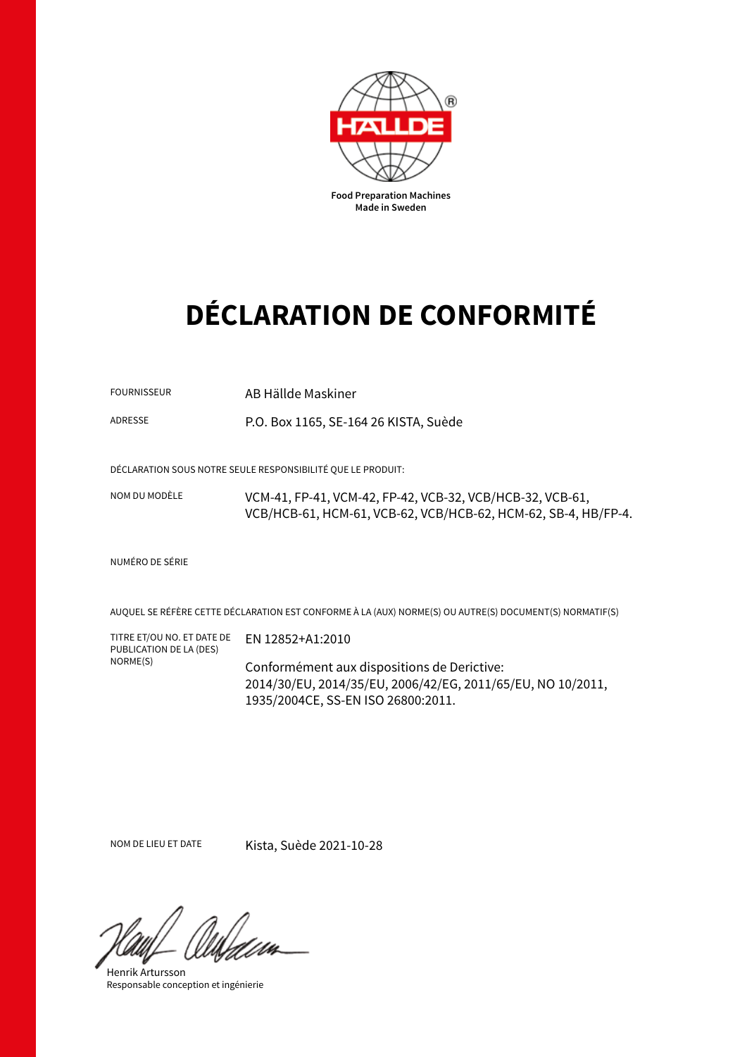Food Preparation Machines
Made in Sweden

# DÉCLARATION DE CONFORMITÉ

| | |
|---|---|
| FOURNISSEUR | AB Hällde Maskiner |
| ADRESSE | P.O. Box 1165, SE-164 26 KISTA, Suède |

DÉCLARATION SOUS NOTRE SEULE RESPONSABILITÉ QUE LE PRODUIT:

| | |
|---|---|
| NOM DU MODÈLE | VCM-41, FP-41, VCM-42, FP-42, VCB-32, VCB/HCB-32, VCB-61, VCB/HCB-61, HCM-61, VCB-62, VCB/HCB-62, HCM-62, SB-4, HB/FP-4. |
| NUMÉRO DE SÉRIE | |

AUQUEL SE RÉFÈRE CETTE DÉCLARATION EST CONFORME À LA (AUX) NORME(S) OU AUTRE(S) DOCUMENT(S) NORMATIF(S)

| | |
|---|---|
| TITRE ET/OU NO. ET DATE DE PUBLICATION DE LA (DES) NORME(S) | EN 12852+A1:2010<br><br>Conformément aux dispositions de Derictive: 2014/30/EU, 2014/35/EU, 2006/42/EG, 2011/65/EU, NO 10/2011, 1935/2004CE, SS-EN ISO 26800:2011. |

| | |
|---|---|
| NOM DE LIEU ET DATE | Kista, Suède 2021-10-28 |

Henrik Artursson
Responsable conception et ingénierie